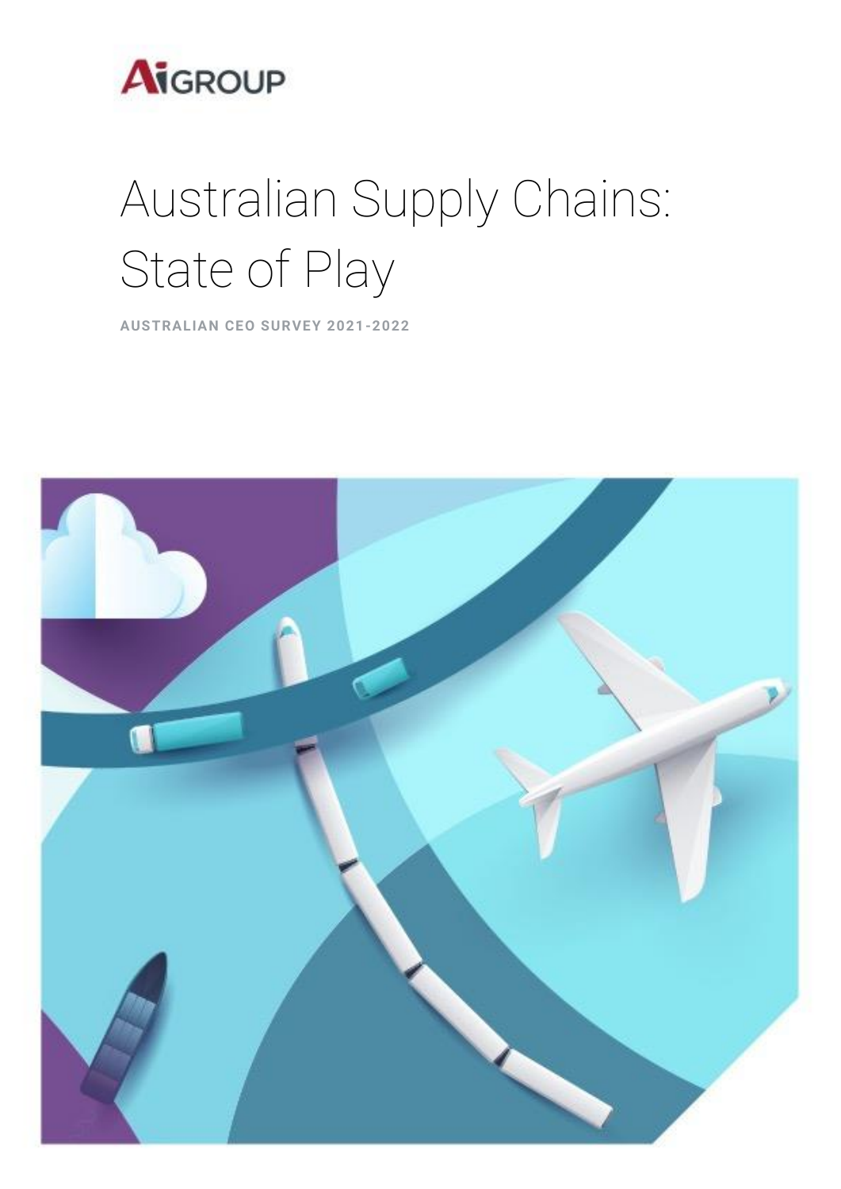AiGROUP

# Australian Supply Chains: State of Play

**AUSTRALIAN CEO SURVEY 2021-2022**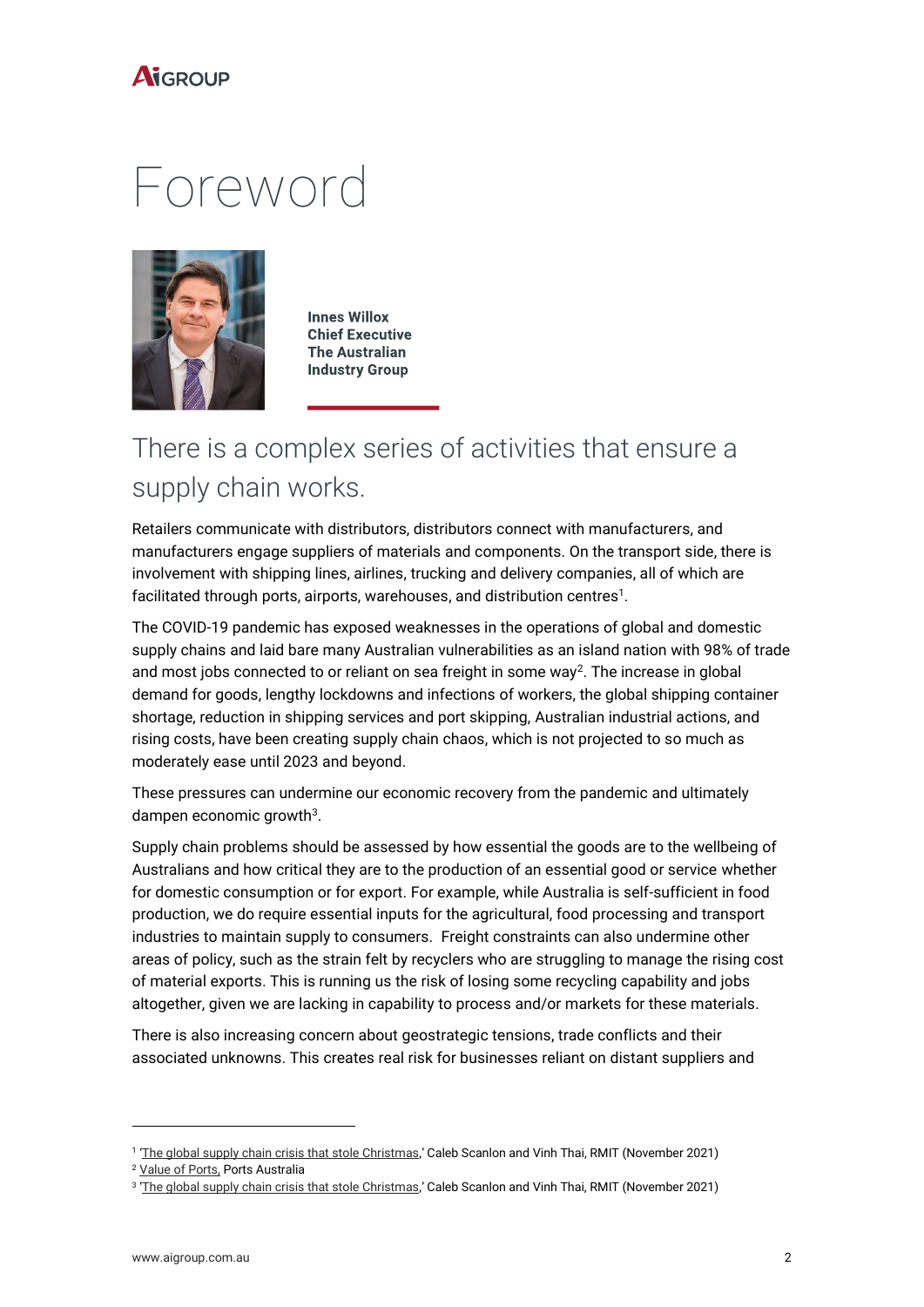# Foreword

**Innes Willox**
**Chief Executive**
**The Australian Industry Group**

## There is a complex series of activities that ensure a supply chain works.

Retailers communicate with distributors, distributors connect with manufacturers, and manufacturers engage suppliers of materials and components. On the transport side, there is involvement with shipping lines, airlines, trucking and delivery companies, all of which are facilitated through ports, airports, warehouses, and distribution centres[1].

The COVID-19 pandemic has exposed weaknesses in the operations of global and domestic supply chains and laid bare many Australian vulnerabilities as an island nation with 98% of trade and most jobs connected to or reliant on sea freight in some way[2]. The increase in global demand for goods, lengthy lockdowns and infections of workers, the global shipping container shortage, reduction in shipping services and port skipping, Australian industrial actions, and rising costs, have been creating supply chain chaos, which is not projected to so much as moderately ease until 2023 and beyond.

These pressures can undermine our economic recovery from the pandemic and ultimately dampen economic growth[3].

Supply chain problems should be assessed by how essential the goods are to the wellbeing of Australians and how critical they are to the production of an essential good or service whether for domestic consumption or for export. For example, while Australia is self-sufficient in food production, we do require essential inputs for the agricultural, food processing and transport industries to maintain supply to consumers. Freight constraints can also undermine other areas of policy, such as the strain felt by recyclers who are struggling to manage the rising cost of material exports. This is running us the risk of losing some recycling capability and jobs altogether, given we are lacking in capability to process and/or markets for these materials.

There is also increasing concern about geostrategic tensions, trade conflicts and their associated unknowns. This creates real risk for businesses reliant on distant suppliers and

---

[1] 'The global supply chain crisis that stole Christmas,' Caleb Scanlon and Vinh Thai, RMIT (November 2021)

[2] Value of Ports, Ports Australia

[3] 'The global supply chain crisis that stole Christmas,' Caleb Scanlon and Vinh Thai, RMIT (November 2021)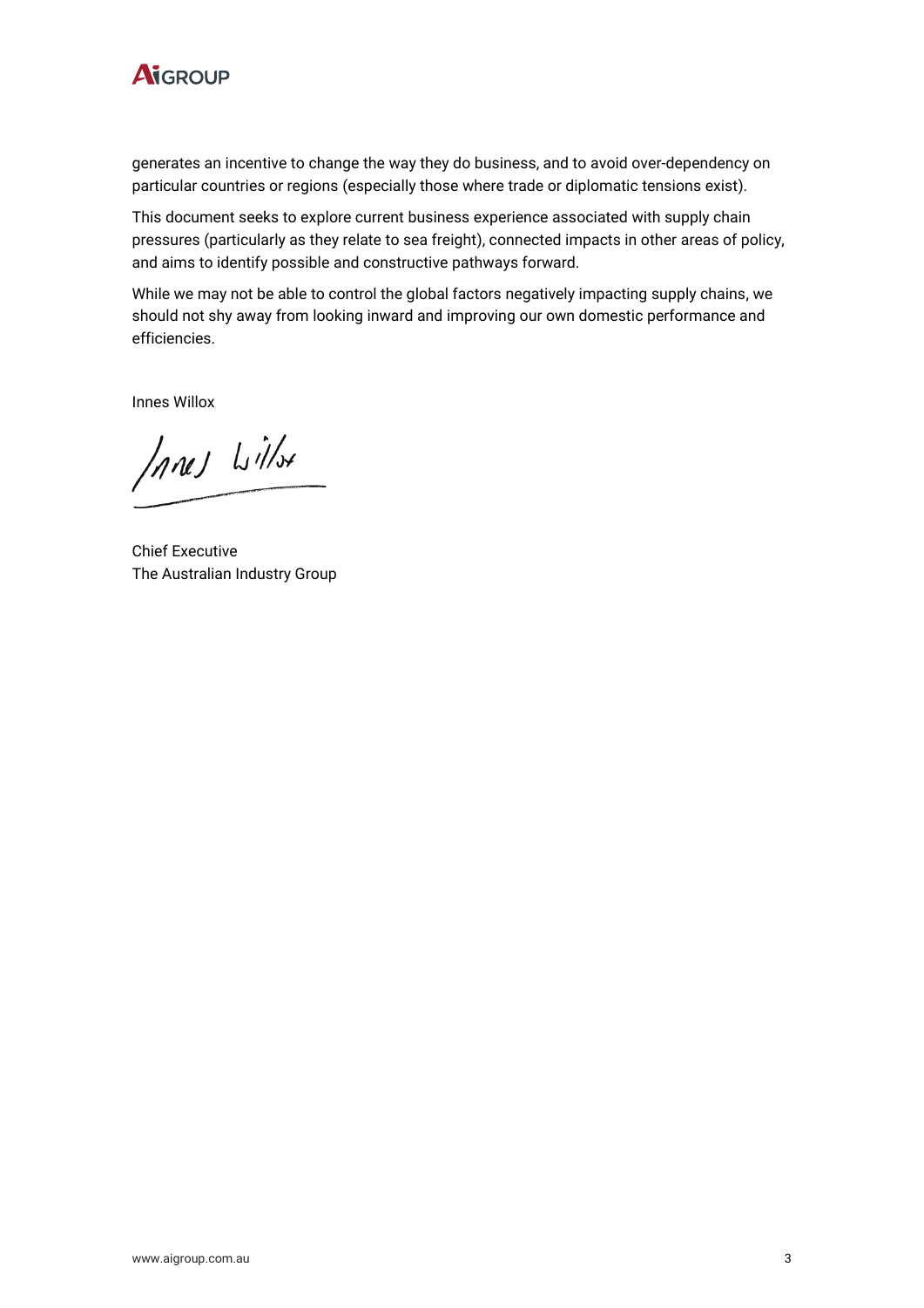generates an incentive to change the way they do business, and to avoid over-dependency on particular countries or regions (especially those where trade or diplomatic tensions exist).

This document seeks to explore current business experience associated with supply chain pressures (particularly as they relate to sea freight), connected impacts in other areas of policy, and aims to identify possible and constructive pathways forward.

While we may not be able to control the global factors negatively impacting supply chains, we should not shy away from looking inward and improving our own domestic performance and efficiencies.

Innes Willox

Chief Executive
The Australian Industry Group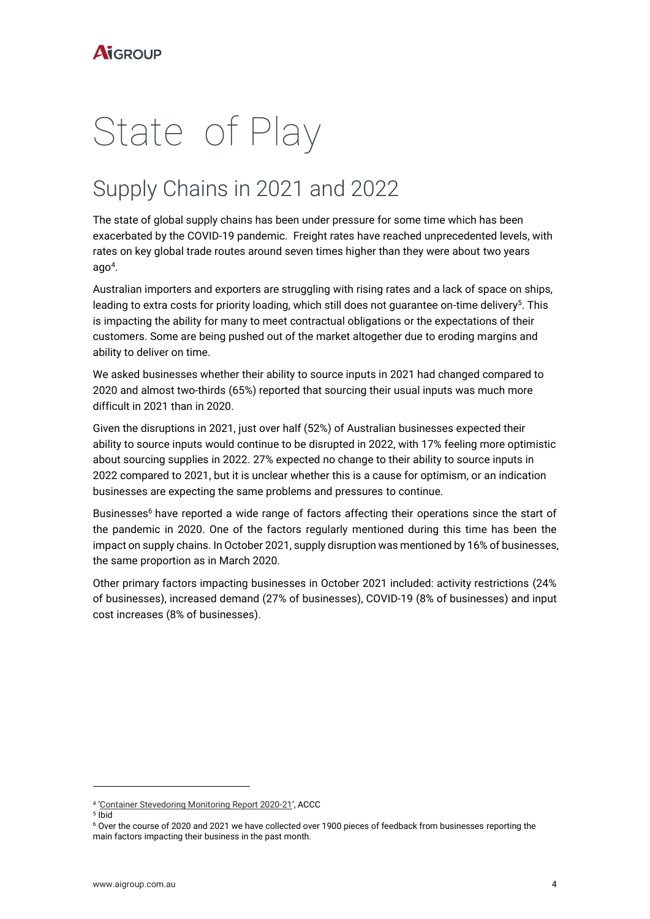# State of Play

## Supply Chains in 2021 and 2022

The state of global supply chains has been under pressure for some time which has been exacerbated by the COVID-19 pandemic. Freight rates have reached unprecedented levels, with rates on key global trade routes around seven times higher than they were about two years ago[4].

Australian importers and exporters are struggling with rising rates and a lack of space on ships, leading to extra costs for priority loading, which still does not guarantee on-time delivery[5]. This is impacting the ability for many to meet contractual obligations or the expectations of their customers. Some are being pushed out of the market altogether due to eroding margins and ability to deliver on time.

We asked businesses whether their ability to source inputs in 2021 had changed compared to 2020 and almost two-thirds (65%) reported that sourcing their usual inputs was much more difficult in 2021 than in 2020.

Given the disruptions in 2021, just over half (52%) of Australian businesses expected their ability to source inputs would continue to be disrupted in 2022, with 17% feeling more optimistic about sourcing supplies in 2022. 27% expected no change to their ability to source inputs in 2022 compared to 2021, but it is unclear whether this is a cause for optimism, or an indication businesses are expecting the same problems and pressures to continue.

Businesses[6] have reported a wide range of factors affecting their operations since the start of the pandemic in 2020. One of the factors regularly mentioned during this time has been the impact on supply chains. In October 2021, supply disruption was mentioned by 16% of businesses, the same proportion as in March 2020.

Other primary factors impacting businesses in October 2021 included: activity restrictions (24% of businesses), increased demand (27% of businesses), COVID-19 (8% of businesses) and input cost increases (8% of businesses).

---

[4] 'Container Stevedoring Monitoring Report 2020-21', ACCC

[5] Ibid

[6] Over the course of 2020 and 2021 we have collected over 1900 pieces of feedback from businesses reporting the main factors impacting their business in the past month.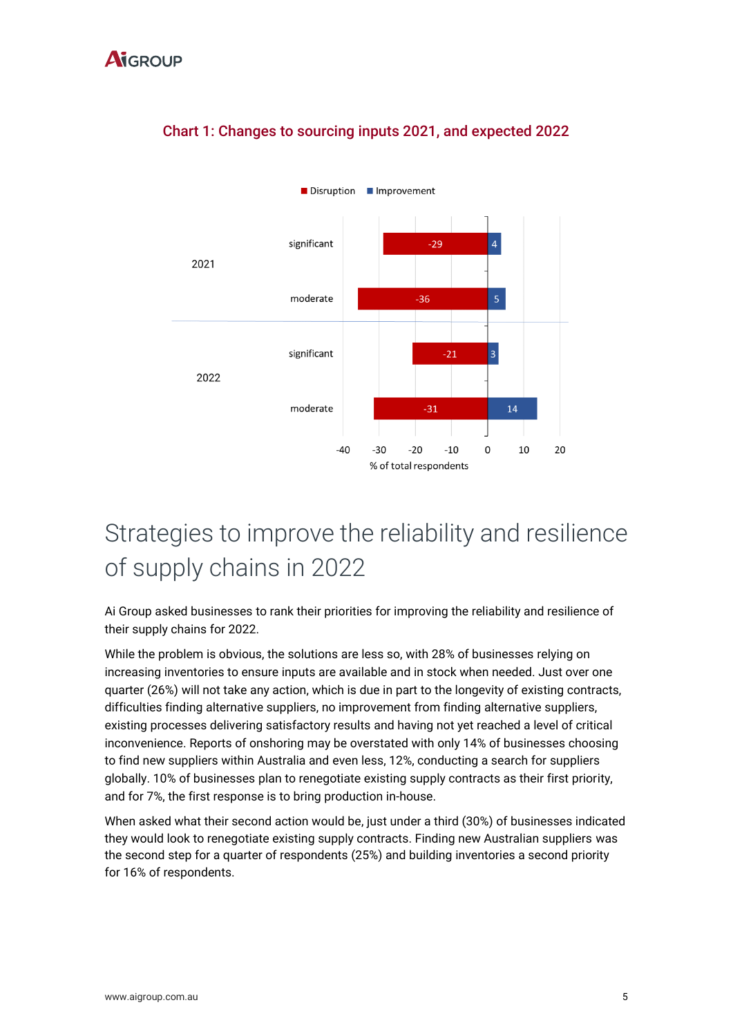### Chart 1: Changes to sourcing inputs 2021, and expected 2022

| Year | Change | Disruption | Improvement |
|---|---|---|---|
| 2021 | significant | -29 | 4 |
| 2021 | moderate | -36 | 5 |
| 2022 | significant | -21 | 3 |
| 2022 | moderate | -31 | 14 |

% of total respondents

# Strategies to improve the reliability and resilience of supply chains in 2022

Ai Group asked businesses to rank their priorities for improving the reliability and resilience of their supply chains for 2022.

While the problem is obvious, the solutions are less so, with 28% of businesses relying on increasing inventories to ensure inputs are available and in stock when needed. Just over one quarter (26%) will not take any action, which is due in part to the longevity of existing contracts, difficulties finding alternative suppliers, no improvement from finding alternative suppliers, existing processes delivering satisfactory results and having not yet reached a level of critical inconvenience. Reports of onshoring may be overstated with only 14% of businesses choosing to find new suppliers within Australia and even less, 12%, conducting a search for suppliers globally. 10% of businesses plan to renegotiate existing supply contracts as their first priority, and for 7%, the first response is to bring production in-house.

When asked what their second action would be, just under a third (30%) of businesses indicated they would look to renegotiate existing supply contracts. Finding new Australian suppliers was the second step for a quarter of respondents (25%) and building inventories a second priority for 16% of respondents.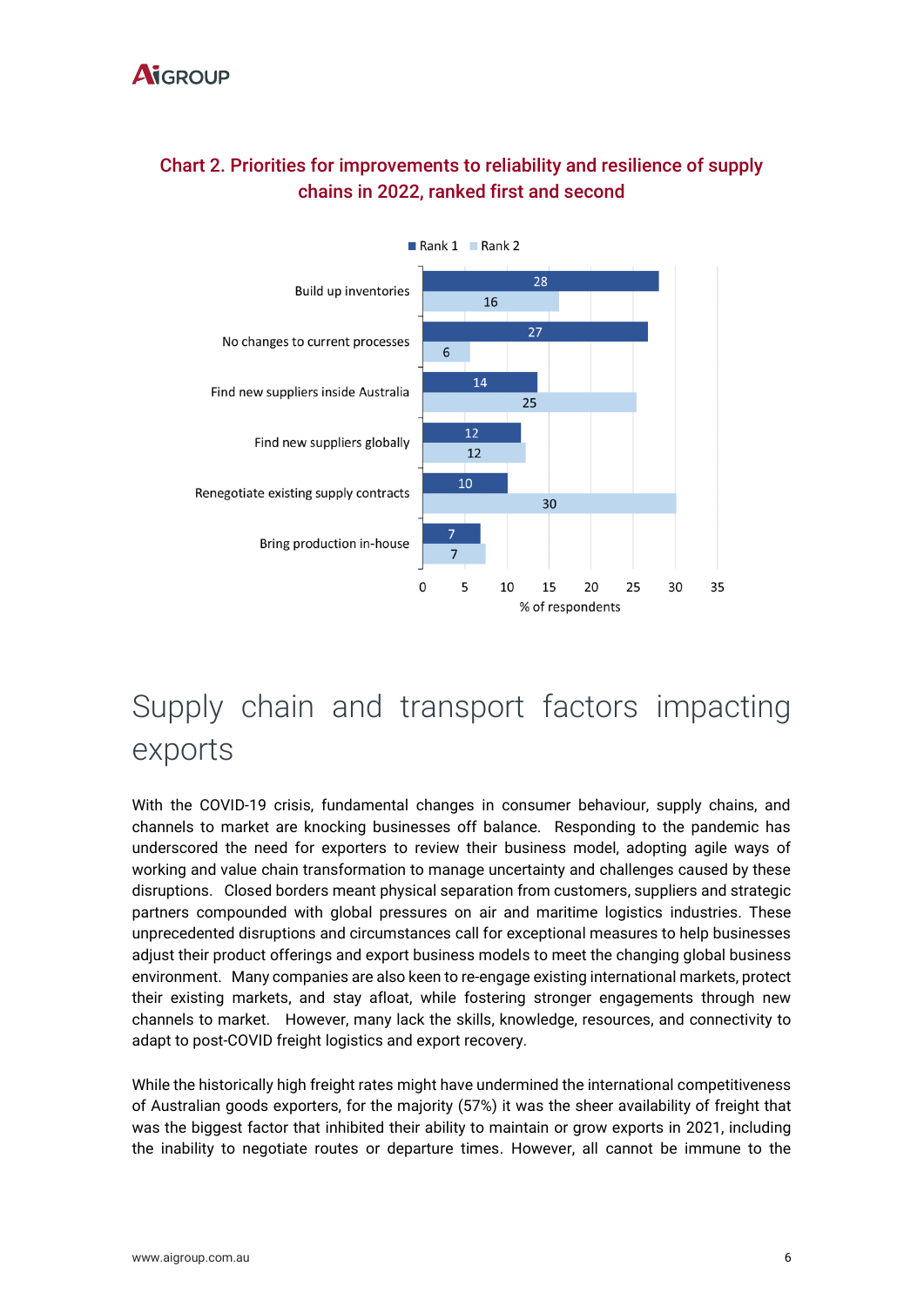## Chart 2. Priorities for improvements to reliability and resilience of supply chains in 2022, ranked first and second

| | Rank 1 | Rank 2 |
|---|---|---|
| Build up inventories | 28 | 16 |
| No changes to current processes | 27 | 6 |
| Find new suppliers inside Australia | 14 | 25 |
| Find new suppliers globally | 12 | 12 |
| Renegotiate existing supply contracts | 10 | 30 |
| Bring production in-house | 7 | 7 |

% of respondents

# Supply chain and transport factors impacting exports

With the COVID-19 crisis, fundamental changes in consumer behaviour, supply chains, and channels to market are knocking businesses off balance. Responding to the pandemic has underscored the need for exporters to review their business model, adopting agile ways of working and value chain transformation to manage uncertainty and challenges caused by these disruptions. Closed borders meant physical separation from customers, suppliers and strategic partners compounded with global pressures on air and maritime logistics industries. These unprecedented disruptions and circumstances call for exceptional measures to help businesses adjust their product offerings and export business models to meet the changing global business environment. Many companies are also keen to re-engage existing international markets, protect their existing markets, and stay afloat, while fostering stronger engagements through new channels to market. However, many lack the skills, knowledge, resources, and connectivity to adapt to post-COVID freight logistics and export recovery.

While the historically high freight rates might have undermined the international competitiveness of Australian goods exporters, for the majority (57%) it was the sheer availability of freight that was the biggest factor that inhibited their ability to maintain or grow exports in 2021, including the inability to negotiate routes or departure times. However, all cannot be immune to the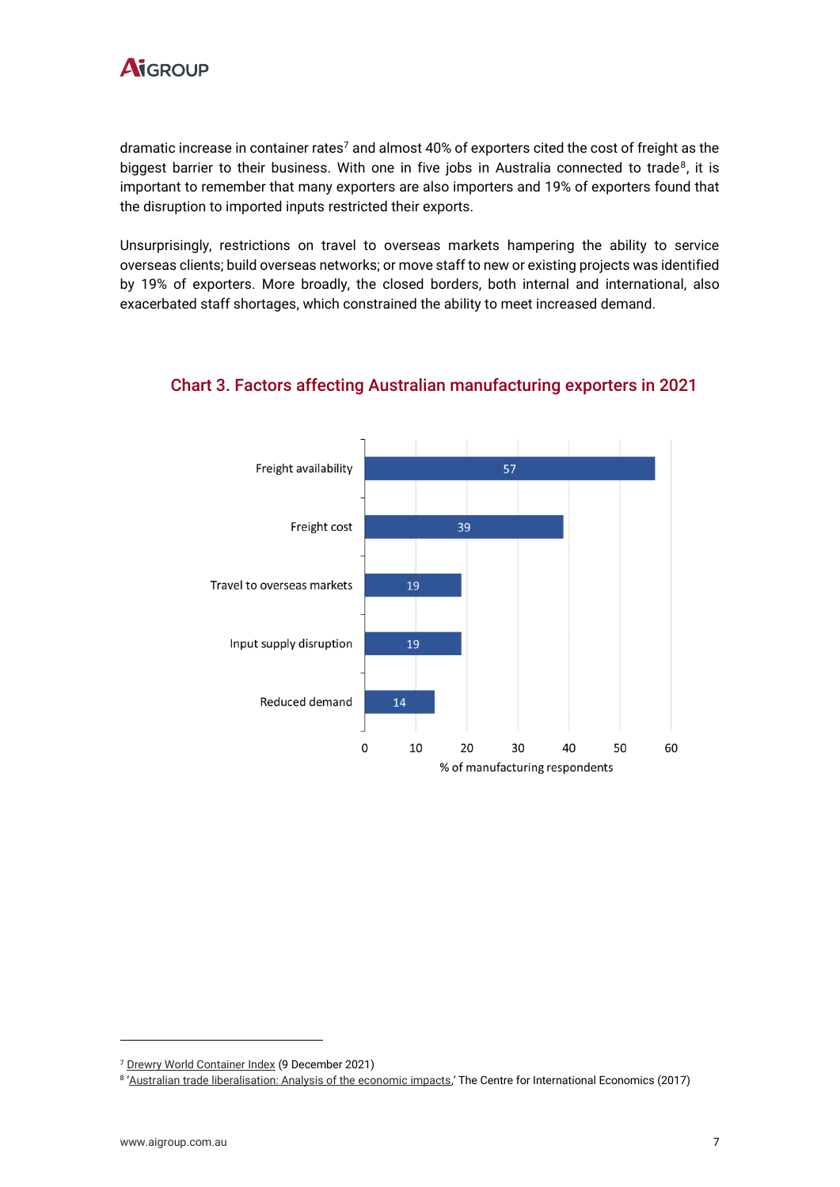dramatic increase in container rates[7] and almost 40% of exporters cited the cost of freight as the biggest barrier to their business. With one in five jobs in Australia connected to trade[8], it is important to remember that many exporters are also importers and 19% of exporters found that the disruption to imported inputs restricted their exports.

Unsurprisingly, restrictions on travel to overseas markets hampering the ability to service overseas clients; build overseas networks; or move staff to new or existing projects was identified by 19% of exporters. More broadly, the closed borders, both internal and international, also exacerbated staff shortages, which constrained the ability to meet increased demand.

### Chart 3. Factors affecting Australian manufacturing exporters in 2021

| Factor | % of manufacturing respondents |
|---|---|
| Freight availability | 57 |
| Freight cost | 39 |
| Travel to overseas markets | 19 |
| Input supply disruption | 19 |
| Reduced demand | 14 |

---

[7] Drewry World Container Index (9 December 2021)

[8] 'Australian trade liberalisation: Analysis of the economic impacts,' The Centre for International Economics (2017)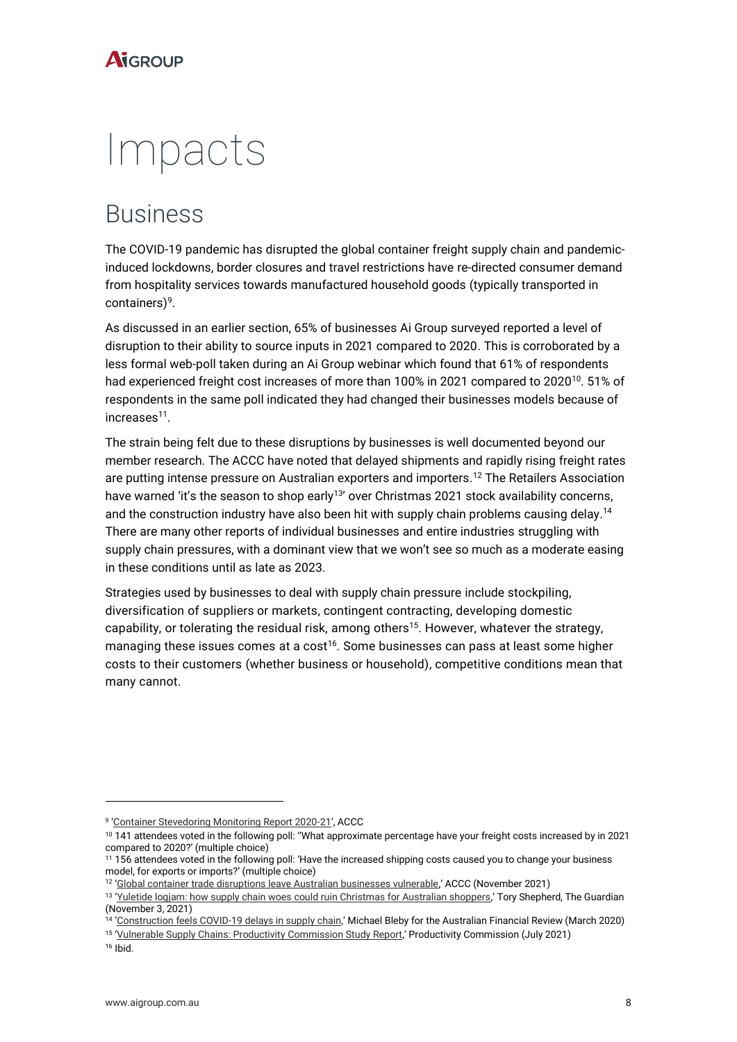# Impacts

## Business

The COVID-19 pandemic has disrupted the global container freight supply chain and pandemic-induced lockdowns, border closures and travel restrictions have re-directed consumer demand from hospitality services towards manufactured household goods (typically transported in containers)[9].

As discussed in an earlier section, 65% of businesses Ai Group surveyed reported a level of disruption to their ability to source inputs in 2021 compared to 2020. This is corroborated by a less formal web-poll taken during an Ai Group webinar which found that 61% of respondents had experienced freight cost increases of more than 100% in 2021 compared to 2020[10]. 51% of respondents in the same poll indicated they had changed their businesses models because of increases[11].

The strain being felt due to these disruptions by businesses is well documented beyond our member research. The ACCC have noted that delayed shipments and rapidly rising freight rates are putting intense pressure on Australian exporters and importers.[12] The Retailers Association have warned 'it's the season to shop early[13]' over Christmas 2021 stock availability concerns, and the construction industry have also been hit with supply chain problems causing delay.[14] There are many other reports of individual businesses and entire industries struggling with supply chain pressures, with a dominant view that we won't see so much as a moderate easing in these conditions until as late as 2023.

Strategies used by businesses to deal with supply chain pressure include stockpiling, diversification of suppliers or markets, contingent contracting, developing domestic capability, or tolerating the residual risk, among others[15]. However, whatever the strategy, managing these issues comes at a cost[16]. Some businesses can pass at least some higher costs to their customers (whether business or household), competitive conditions mean that many cannot.

---

[9] 'Container Stevedoring Monitoring Report 2020-21', ACCC

[10] 141 attendees voted in the following poll: "What approximate percentage have your freight costs increased by in 2021 compared to 2020?' (multiple choice)

[11] 156 attendees voted in the following poll: 'Have the increased shipping costs caused you to change your business model, for exports or imports?' (multiple choice)

[12] 'Global container trade disruptions leave Australian businesses vulnerable,' ACCC (November 2021)

[13] 'Yuletide logjam: how supply chain woes could ruin Christmas for Australian shoppers,' Tory Shepherd, The Guardian (November 3, 2021)

[14] 'Construction feels COVID-19 delays in supply chain,' Michael Bleby for the Australian Financial Review (March 2020)

[15] 'Vulnerable Supply Chains: Productivity Commission Study Report,' Productivity Commission (July 2021)

[16] Ibid.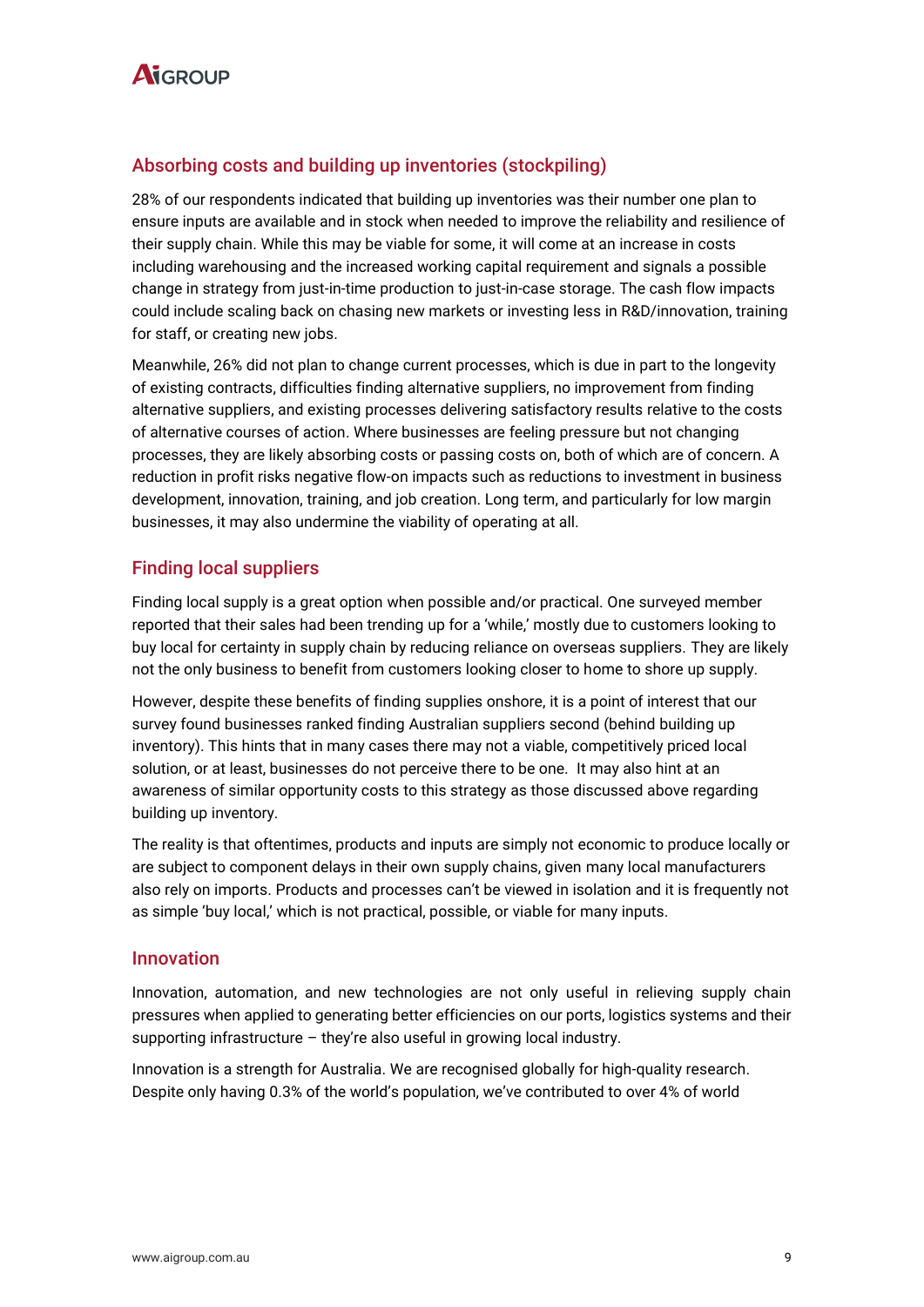## Absorbing costs and building up inventories (stockpiling)

28% of our respondents indicated that building up inventories was their number one plan to ensure inputs are available and in stock when needed to improve the reliability and resilience of their supply chain. While this may be viable for some, it will come at an increase in costs including warehousing and the increased working capital requirement and signals a possible change in strategy from just-in-time production to just-in-case storage. The cash flow impacts could include scaling back on chasing new markets or investing less in R&D/innovation, training for staff, or creating new jobs.

Meanwhile, 26% did not plan to change current processes, which is due in part to the longevity of existing contracts, difficulties finding alternative suppliers, no improvement from finding alternative suppliers, and existing processes delivering satisfactory results relative to the costs of alternative courses of action. Where businesses are feeling pressure but not changing processes, they are likely absorbing costs or passing costs on, both of which are of concern. A reduction in profit risks negative flow-on impacts such as reductions to investment in business development, innovation, training, and job creation. Long term, and particularly for low margin businesses, it may also undermine the viability of operating at all.

## Finding local suppliers

Finding local supply is a great option when possible and/or practical. One surveyed member reported that their sales had been trending up for a 'while,' mostly due to customers looking to buy local for certainty in supply chain by reducing reliance on overseas suppliers. They are likely not the only business to benefit from customers looking closer to home to shore up supply.

However, despite these benefits of finding supplies onshore, it is a point of interest that our survey found businesses ranked finding Australian suppliers second (behind building up inventory). This hints that in many cases there may not a viable, competitively priced local solution, or at least, businesses do not perceive there to be one. It may also hint at an awareness of similar opportunity costs to this strategy as those discussed above regarding building up inventory.

The reality is that oftentimes, products and inputs are simply not economic to produce locally or are subject to component delays in their own supply chains, given many local manufacturers also rely on imports. Products and processes can't be viewed in isolation and it is frequently not as simple 'buy local,' which is not practical, possible, or viable for many inputs.

## Innovation

Innovation, automation, and new technologies are not only useful in relieving supply chain pressures when applied to generating better efficiencies on our ports, logistics systems and their supporting infrastructure – they're also useful in growing local industry.

Innovation is a strength for Australia. We are recognised globally for high-quality research. Despite only having 0.3% of the world's population, we've contributed to over 4% of world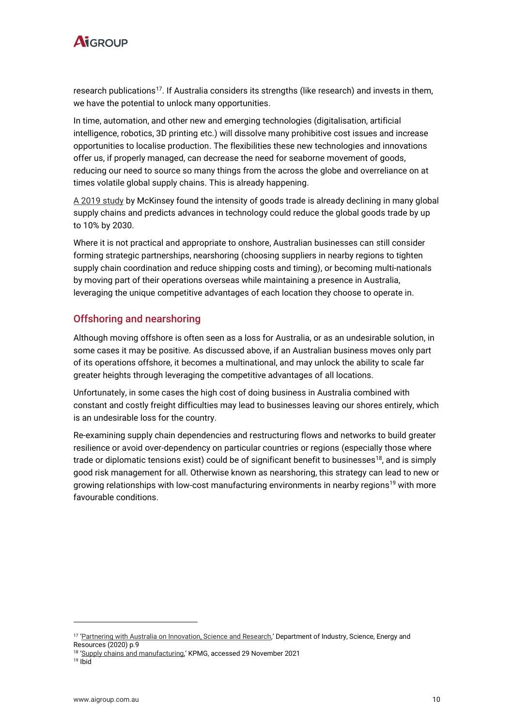research publications[17]. If Australia considers its strengths (like research) and invests in them, we have the potential to unlock many opportunities.

In time, automation, and other new and emerging technologies (digitalisation, artificial intelligence, robotics, 3D printing etc.) will dissolve many prohibitive cost issues and increase opportunities to localise production. The flexibilities these new technologies and innovations offer us, if properly managed, can decrease the need for seaborne movement of goods, reducing our need to source so many things from the across the globe and overreliance on at times volatile global supply chains. This is already happening.

A 2019 study by McKinsey found the intensity of goods trade is already declining in many global supply chains and predicts advances in technology could reduce the global goods trade by up to 10% by 2030.

Where it is not practical and appropriate to onshore, Australian businesses can still consider forming strategic partnerships, nearshoring (choosing suppliers in nearby regions to tighten supply chain coordination and reduce shipping costs and timing), or becoming multi-nationals by moving part of their operations overseas while maintaining a presence in Australia, leveraging the unique competitive advantages of each location they choose to operate in.

## Offshoring and nearshoring

Although moving offshore is often seen as a loss for Australia, or as an undesirable solution, in some cases it may be positive. As discussed above, if an Australian business moves only part of its operations offshore, it becomes a multinational, and may unlock the ability to scale far greater heights through leveraging the competitive advantages of all locations.

Unfortunately, in some cases the high cost of doing business in Australia combined with constant and costly freight difficulties may lead to businesses leaving our shores entirely, which is an undesirable loss for the country.

Re-examining supply chain dependencies and restructuring flows and networks to build greater resilience or avoid over-dependency on particular countries or regions (especially those where trade or diplomatic tensions exist) could be of significant benefit to businesses[18], and is simply good risk management for all. Otherwise known as nearshoring, this strategy can lead to new or growing relationships with low-cost manufacturing environments in nearby regions[19] with more favourable conditions.

---

[17] 'Partnering with Australia on Innovation, Science and Research,' Department of Industry, Science, Energy and Resources (2020) p.9

[18] 'Supply chains and manufacturing,' KPMG, accessed 29 November 2021

[19] Ibid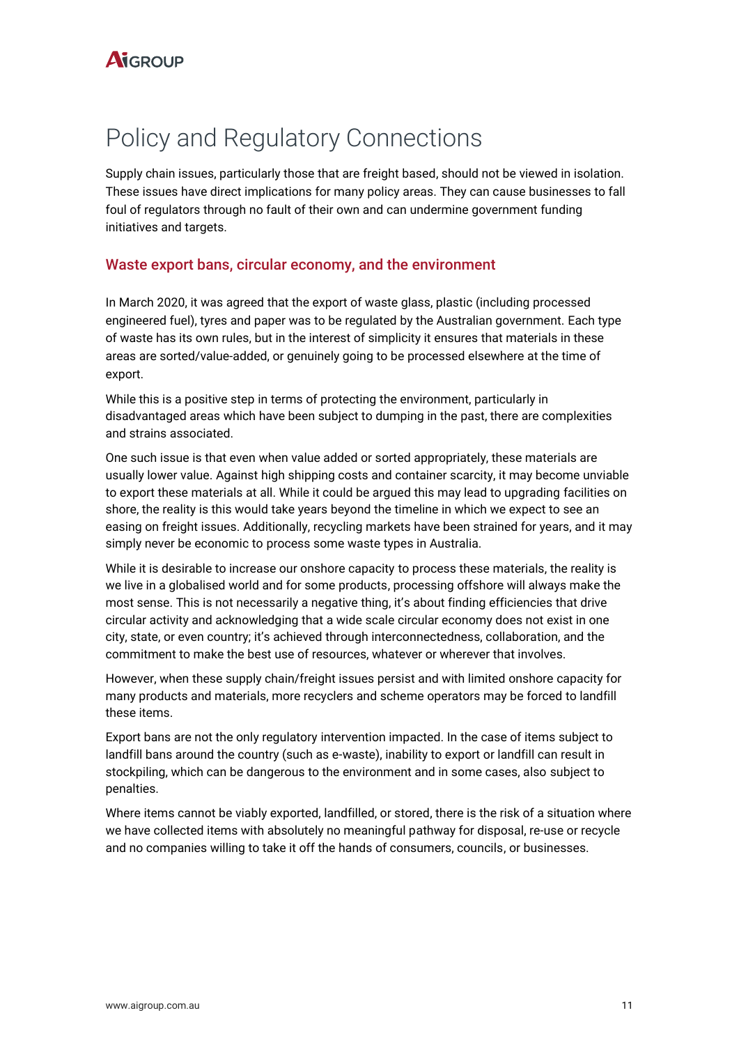# Policy and Regulatory Connections

Supply chain issues, particularly those that are freight based, should not be viewed in isolation. These issues have direct implications for many policy areas. They can cause businesses to fall foul of regulators through no fault of their own and can undermine government funding initiatives and targets.

## Waste export bans, circular economy, and the environment

In March 2020, it was agreed that the export of waste glass, plastic (including processed engineered fuel), tyres and paper was to be regulated by the Australian government. Each type of waste has its own rules, but in the interest of simplicity it ensures that materials in these areas are sorted/value-added, or genuinely going to be processed elsewhere at the time of export.

While this is a positive step in terms of protecting the environment, particularly in disadvantaged areas which have been subject to dumping in the past, there are complexities and strains associated.

One such issue is that even when value added or sorted appropriately, these materials are usually lower value. Against high shipping costs and container scarcity, it may become unviable to export these materials at all. While it could be argued this may lead to upgrading facilities on shore, the reality is this would take years beyond the timeline in which we expect to see an easing on freight issues. Additionally, recycling markets have been strained for years, and it may simply never be economic to process some waste types in Australia.

While it is desirable to increase our onshore capacity to process these materials, the reality is we live in a globalised world and for some products, processing offshore will always make the most sense. This is not necessarily a negative thing, it's about finding efficiencies that drive circular activity and acknowledging that a wide scale circular economy does not exist in one city, state, or even country; it's achieved through interconnectedness, collaboration, and the commitment to make the best use of resources, whatever or wherever that involves.

However, when these supply chain/freight issues persist and with limited onshore capacity for many products and materials, more recyclers and scheme operators may be forced to landfill these items.

Export bans are not the only regulatory intervention impacted. In the case of items subject to landfill bans around the country (such as e-waste), inability to export or landfill can result in stockpiling, which can be dangerous to the environment and in some cases, also subject to penalties.

Where items cannot be viably exported, landfilled, or stored, there is the risk of a situation where we have collected items with absolutely no meaningful pathway for disposal, re-use or recycle and no companies willing to take it off the hands of consumers, councils, or businesses.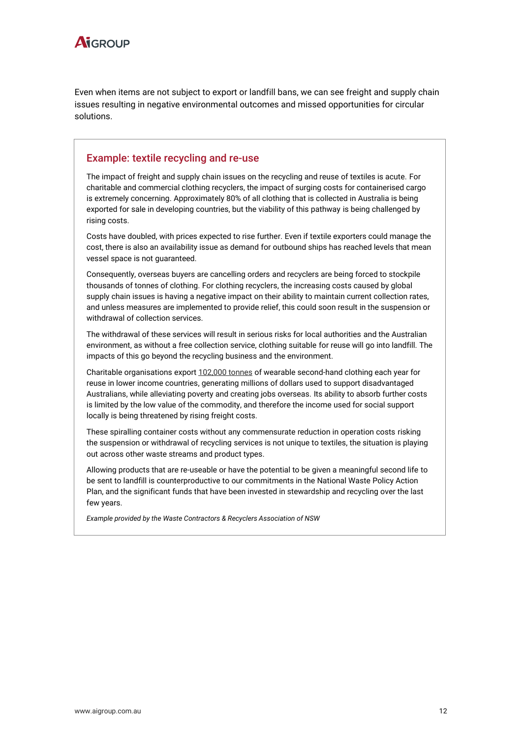Even when items are not subject to export or landfill bans, we can see freight and supply chain issues resulting in negative environmental outcomes and missed opportunities for circular solutions.

### Example: textile recycling and re-use

The impact of freight and supply chain issues on the recycling and reuse of textiles is acute. For charitable and commercial clothing recyclers, the impact of surging costs for containerised cargo is extremely concerning. Approximately 80% of all clothing that is collected in Australia is being exported for sale in developing countries, but the viability of this pathway is being challenged by rising costs.

Costs have doubled, with prices expected to rise further. Even if textile exporters could manage the cost, there is also an availability issue as demand for outbound ships has reached levels that mean vessel space is not guaranteed.

Consequently, overseas buyers are cancelling orders and recyclers are being forced to stockpile thousands of tonnes of clothing. For clothing recyclers, the increasing costs caused by global supply chain issues is having a negative impact on their ability to maintain current collection rates, and unless measures are implemented to provide relief, this could soon result in the suspension or withdrawal of collection services.

The withdrawal of these services will result in serious risks for local authorities and the Australian environment, as without a free collection service, clothing suitable for reuse will go into landfill. The impacts of this go beyond the recycling business and the environment.

Charitable organisations export 102,000 tonnes of wearable second-hand clothing each year for reuse in lower income countries, generating millions of dollars used to support disadvantaged Australians, while alleviating poverty and creating jobs overseas. Its ability to absorb further costs is limited by the low value of the commodity, and therefore the income used for social support locally is being threatened by rising freight costs.

These spiralling container costs without any commensurate reduction in operation costs risking the suspension or withdrawal of recycling services is not unique to textiles, the situation is playing out across other waste streams and product types.

Allowing products that are re-useable or have the potential to be given a meaningful second life to be sent to landfill is counterproductive to our commitments in the National Waste Policy Action Plan, and the significant funds that have been invested in stewardship and recycling over the last few years.

*Example provided by the Waste Contractors & Recyclers Association of NSW*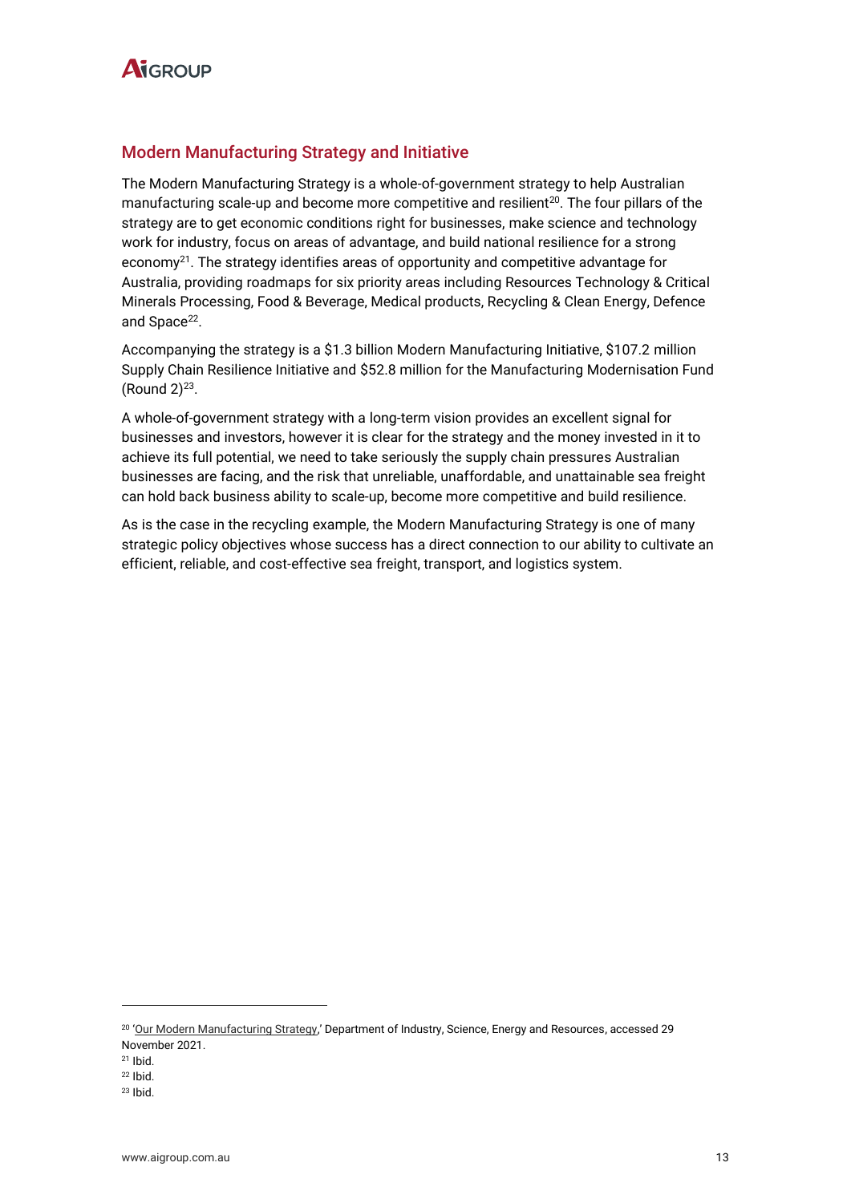## Modern Manufacturing Strategy and Initiative

The Modern Manufacturing Strategy is a whole-of-government strategy to help Australian manufacturing scale-up and become more competitive and resilient[20]. The four pillars of the strategy are to get economic conditions right for businesses, make science and technology work for industry, focus on areas of advantage, and build national resilience for a strong economy[21]. The strategy identifies areas of opportunity and competitive advantage for Australia, providing roadmaps for six priority areas including Resources Technology & Critical Minerals Processing, Food & Beverage, Medical products, Recycling & Clean Energy, Defence and Space[22].

Accompanying the strategy is a $1.3 billion Modern Manufacturing Initiative, $107.2 million Supply Chain Resilience Initiative and $52.8 million for the Manufacturing Modernisation Fund (Round 2)[23].

A whole-of-government strategy with a long-term vision provides an excellent signal for businesses and investors, however it is clear for the strategy and the money invested in it to achieve its full potential, we need to take seriously the supply chain pressures Australian businesses are facing, and the risk that unreliable, unaffordable, and unattainable sea freight can hold back business ability to scale-up, become more competitive and build resilience.

As is the case in the recycling example, the Modern Manufacturing Strategy is one of many strategic policy objectives whose success has a direct connection to our ability to cultivate an efficient, reliable, and cost-effective sea freight, transport, and logistics system.

---

[20] 'Our Modern Manufacturing Strategy,' Department of Industry, Science, Energy and Resources, accessed 29 November 2021.

[21] Ibid.

[22] Ibid.

[23] Ibid.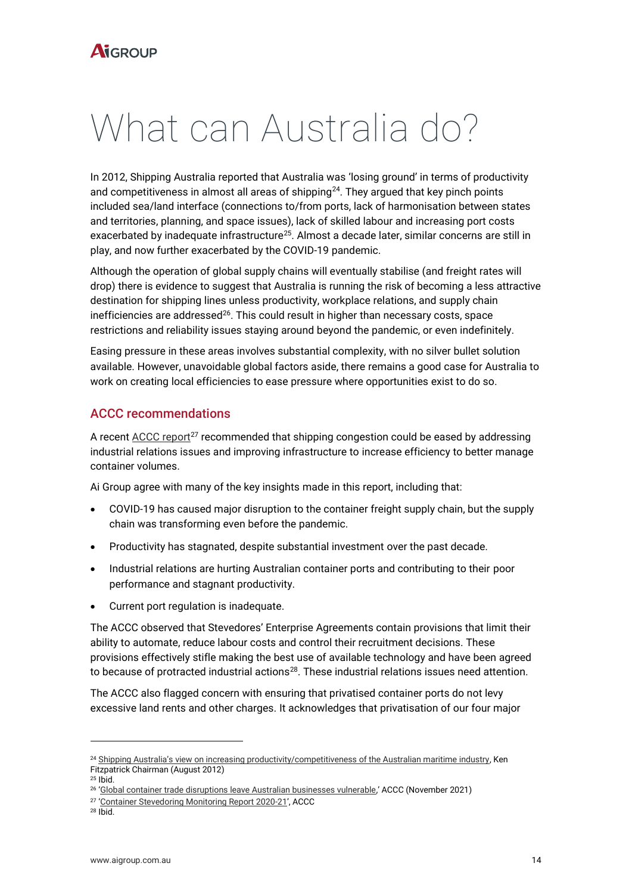# What can Australia do?

In 2012, Shipping Australia reported that Australia was 'losing ground' in terms of productivity and competitiveness in almost all areas of shipping[24]. They argued that key pinch points included sea/land interface (connections to/from ports, lack of harmonisation between states and territories, planning, and space issues), lack of skilled labour and increasing port costs exacerbated by inadequate infrastructure[25]. Almost a decade later, similar concerns are still in play, and now further exacerbated by the COVID-19 pandemic.

Although the operation of global supply chains will eventually stabilise (and freight rates will drop) there is evidence to suggest that Australia is running the risk of becoming a less attractive destination for shipping lines unless productivity, workplace relations, and supply chain inefficiencies are addressed[26]. This could result in higher than necessary costs, space restrictions and reliability issues staying around beyond the pandemic, or even indefinitely.

Easing pressure in these areas involves substantial complexity, with no silver bullet solution available. However, unavoidable global factors aside, there remains a good case for Australia to work on creating local efficiencies to ease pressure where opportunities exist to do so.

## ACCC recommendations

A recent ACCC report[27] recommended that shipping congestion could be eased by addressing industrial relations issues and improving infrastructure to increase efficiency to better manage container volumes.

Ai Group agree with many of the key insights made in this report, including that:

- COVID-19 has caused major disruption to the container freight supply chain, but the supply chain was transforming even before the pandemic.
- Productivity has stagnated, despite substantial investment over the past decade.
- Industrial relations are hurting Australian container ports and contributing to their poor performance and stagnant productivity.
- Current port regulation is inadequate.

The ACCC observed that Stevedores' Enterprise Agreements contain provisions that limit their ability to automate, reduce labour costs and control their recruitment decisions. These provisions effectively stifle making the best use of available technology and have been agreed to because of protracted industrial actions[28]. These industrial relations issues need attention.

The ACCC also flagged concern with ensuring that privatised container ports do not levy excessive land rents and other charges. It acknowledges that privatisation of our four major

---

[24] Shipping Australia's view on increasing productivity/competitiveness of the Australian maritime industry, Ken Fitzpatrick Chairman (August 2012)

[25] Ibid.

[26] 'Global container trade disruptions leave Australian businesses vulnerable,' ACCC (November 2021)

[27] 'Container Stevedoring Monitoring Report 2020-21', ACCC

[28] Ibid.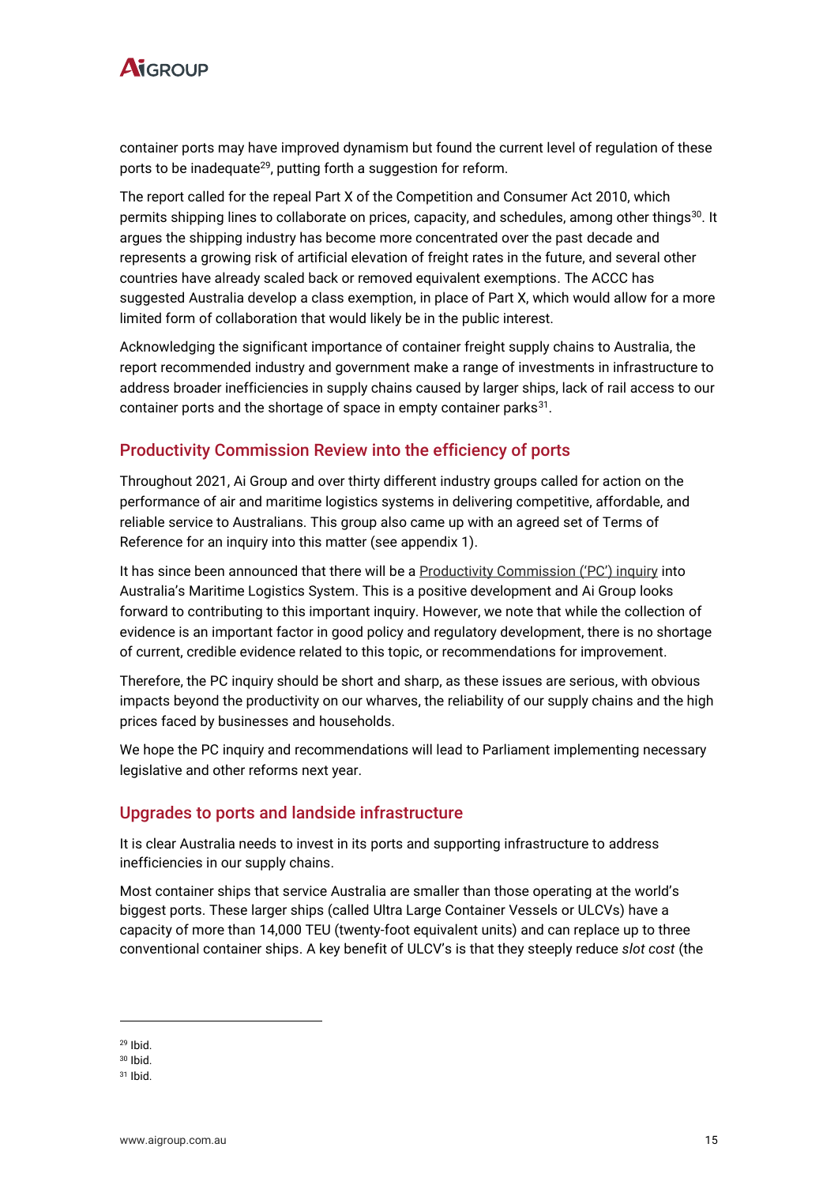container ports may have improved dynamism but found the current level of regulation of these ports to be inadequate[29], putting forth a suggestion for reform.

The report called for the repeal Part X of the Competition and Consumer Act 2010, which permits shipping lines to collaborate on prices, capacity, and schedules, among other things[30]. It argues the shipping industry has become more concentrated over the past decade and represents a growing risk of artificial elevation of freight rates in the future, and several other countries have already scaled back or removed equivalent exemptions. The ACCC has suggested Australia develop a class exemption, in place of Part X, which would allow for a more limited form of collaboration that would likely be in the public interest.

Acknowledging the significant importance of container freight supply chains to Australia, the report recommended industry and government make a range of investments in infrastructure to address broader inefficiencies in supply chains caused by larger ships, lack of rail access to our container ports and the shortage of space in empty container parks[31].

## Productivity Commission Review into the efficiency of ports

Throughout 2021, Ai Group and over thirty different industry groups called for action on the performance of air and maritime logistics systems in delivering competitive, affordable, and reliable service to Australians. This group also came up with an agreed set of Terms of Reference for an inquiry into this matter (see appendix 1).

It has since been announced that there will be a Productivity Commission ('PC') inquiry into Australia's Maritime Logistics System. This is a positive development and Ai Group looks forward to contributing to this important inquiry. However, we note that while the collection of evidence is an important factor in good policy and regulatory development, there is no shortage of current, credible evidence related to this topic, or recommendations for improvement.

Therefore, the PC inquiry should be short and sharp, as these issues are serious, with obvious impacts beyond the productivity on our wharves, the reliability of our supply chains and the high prices faced by businesses and households.

We hope the PC inquiry and recommendations will lead to Parliament implementing necessary legislative and other reforms next year.

## Upgrades to ports and landside infrastructure

It is clear Australia needs to invest in its ports and supporting infrastructure to address inefficiencies in our supply chains.

Most container ships that service Australia are smaller than those operating at the world's biggest ports. These larger ships (called Ultra Large Container Vessels or ULCVs) have a capacity of more than 14,000 TEU (twenty-foot equivalent units) and can replace up to three conventional container ships. A key benefit of ULCV's is that they steeply reduce *slot cost* (the

---

[29] Ibid.

[30] Ibid.

[31] Ibid.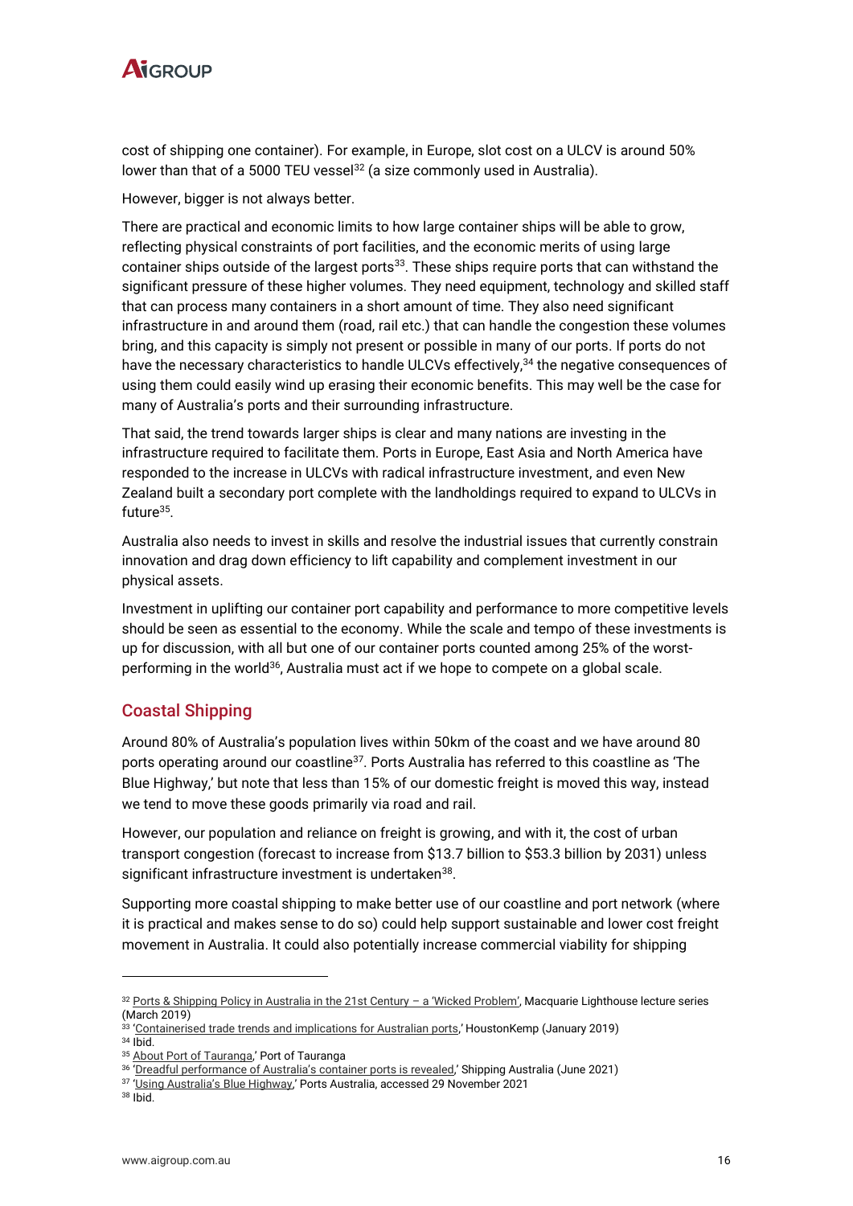cost of shipping one container). For example, in Europe, slot cost on a ULCV is around 50% lower than that of a 5000 TEU vessel[32] (a size commonly used in Australia).

However, bigger is not always better.

There are practical and economic limits to how large container ships will be able to grow, reflecting physical constraints of port facilities, and the economic merits of using large container ships outside of the largest ports[33]. These ships require ports that can withstand the significant pressure of these higher volumes. They need equipment, technology and skilled staff that can process many containers in a short amount of time. They also need significant infrastructure in and around them (road, rail etc.) that can handle the congestion these volumes bring, and this capacity is simply not present or possible in many of our ports. If ports do not have the necessary characteristics to handle ULCVs effectively,[34] the negative consequences of using them could easily wind up erasing their economic benefits. This may well be the case for many of Australia's ports and their surrounding infrastructure.

That said, the trend towards larger ships is clear and many nations are investing in the infrastructure required to facilitate them. Ports in Europe, East Asia and North America have responded to the increase in ULCVs with radical infrastructure investment, and even New Zealand built a secondary port complete with the landholdings required to expand to ULCVs in future[35].

Australia also needs to invest in skills and resolve the industrial issues that currently constrain innovation and drag down efficiency to lift capability and complement investment in our physical assets.

Investment in uplifting our container port capability and performance to more competitive levels should be seen as essential to the economy. While the scale and tempo of these investments is up for discussion, with all but one of our container ports counted among 25% of the worst-performing in the world[36], Australia must act if we hope to compete on a global scale.

## Coastal Shipping

Around 80% of Australia's population lives within 50km of the coast and we have around 80 ports operating around our coastline[37]. Ports Australia has referred to this coastline as 'The Blue Highway,' but note that less than 15% of our domestic freight is moved this way, instead we tend to move these goods primarily via road and rail.

However, our population and reliance on freight is growing, and with it, the cost of urban transport congestion (forecast to increase from $13.7 billion to $53.3 billion by 2031) unless significant infrastructure investment is undertaken[38].

Supporting more coastal shipping to make better use of our coastline and port network (where it is practical and makes sense to do so) could help support sustainable and lower cost freight movement in Australia. It could also potentially increase commercial viability for shipping

---

[32] Ports & Shipping Policy in Australia in the 21st Century – a 'Wicked Problem', Macquarie Lighthouse lecture series (March 2019)

[33] 'Containerised trade trends and implications for Australian ports,' HoustonKemp (January 2019)

[34] Ibid.

[35] About Port of Tauranga,' Port of Tauranga

[36] 'Dreadful performance of Australia's container ports is revealed,' Shipping Australia (June 2021)

[37] 'Using Australia's Blue Highway,' Ports Australia, accessed 29 November 2021

[38] Ibid.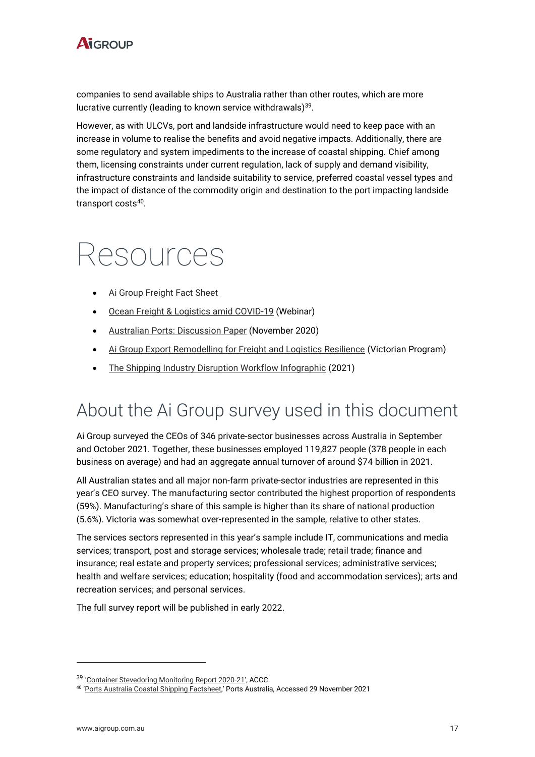companies to send available ships to Australia rather than other routes, which are more lucrative currently (leading to known service withdrawals)[39].

However, as with ULCVs, port and landside infrastructure would need to keep pace with an increase in volume to realise the benefits and avoid negative impacts. Additionally, there are some regulatory and system impediments to the increase of coastal shipping. Chief among them, licensing constraints under current regulation, lack of supply and demand visibility, infrastructure constraints and landside suitability to service, preferred coastal vessel types and the impact of distance of the commodity origin and destination to the port impacting landside transport costs[40].

# Resources

- Ai Group Freight Fact Sheet
- Ocean Freight & Logistics amid COVID-19 (Webinar)
- Australian Ports: Discussion Paper (November 2020)
- Ai Group Export Remodelling for Freight and Logistics Resilience (Victorian Program)
- The Shipping Industry Disruption Workflow Infographic (2021)

## About the Ai Group survey used in this document

Ai Group surveyed the CEOs of 346 private-sector businesses across Australia in September and October 2021. Together, these businesses employed 119,827 people (378 people in each business on average) and had an aggregate annual turnover of around $74 billion in 2021.

All Australian states and all major non-farm private-sector industries are represented in this year's CEO survey. The manufacturing sector contributed the highest proportion of respondents (59%). Manufacturing's share of this sample is higher than its share of national production (5.6%). Victoria was somewhat over-represented in the sample, relative to other states.

The services sectors represented in this year's sample include IT, communications and media services; transport, post and storage services; wholesale trade; retail trade; finance and insurance; real estate and property services; professional services; administrative services; health and welfare services; education; hospitality (food and accommodation services); arts and recreation services; and personal services.

The full survey report will be published in early 2022.

---

[39] 'Container Stevedoring Monitoring Report 2020-21', ACCC

[40] 'Ports Australia Coastal Shipping Factsheet,' Ports Australia, Accessed 29 November 2021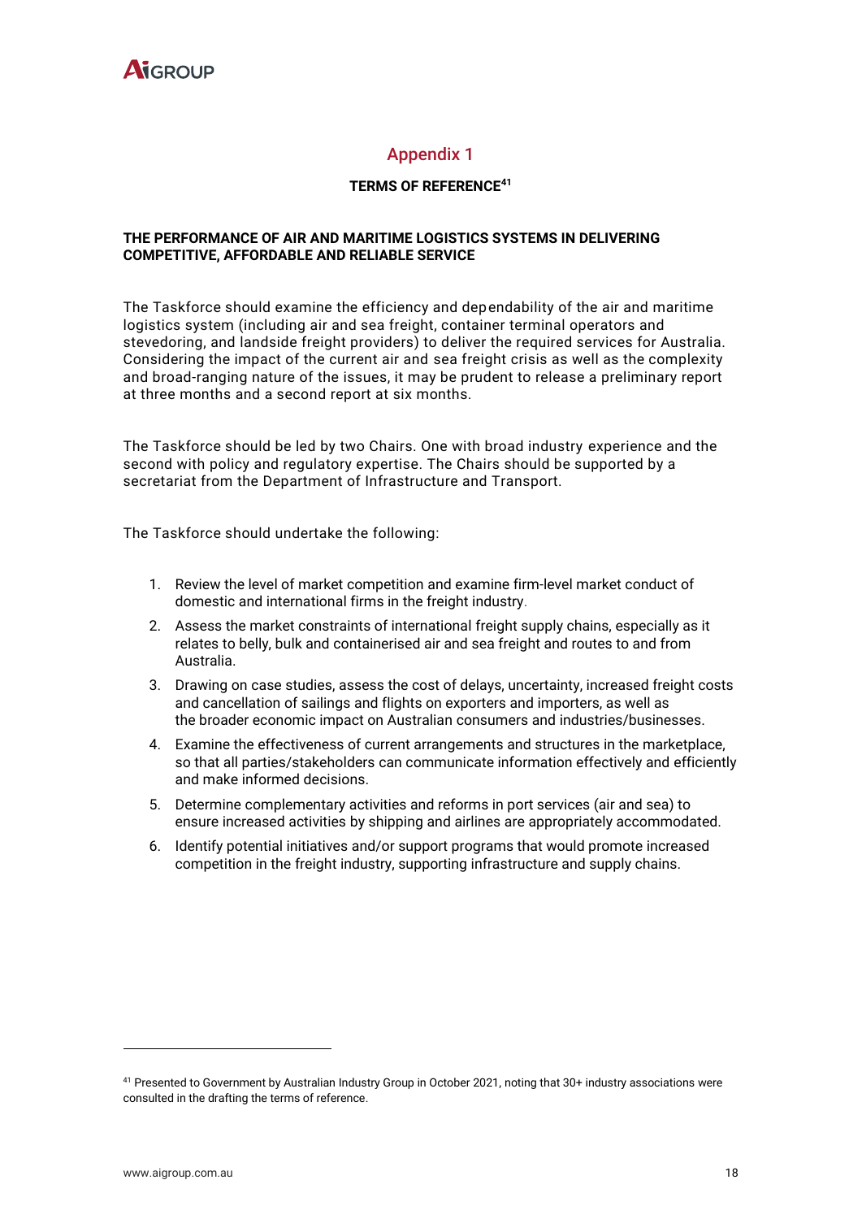# Appendix 1

**TERMS OF REFERENCE[41]**

**THE PERFORMANCE OF AIR AND MARITIME LOGISTICS SYSTEMS IN DELIVERING COMPETITIVE, AFFORDABLE AND RELIABLE SERVICE**

The Taskforce should examine the efficiency and dependability of the air and maritime logistics system (including air and sea freight, container terminal operators and stevedoring, and landside freight providers) to deliver the required services for Australia. Considering the impact of the current air and sea freight crisis as well as the complexity and broad-ranging nature of the issues, it may be prudent to release a preliminary report at three months and a second report at six months.

The Taskforce should be led by two Chairs. One with broad industry experience and the second with policy and regulatory expertise. The Chairs should be supported by a secretariat from the Department of Infrastructure and Transport.

The Taskforce should undertake the following:

1. Review the level of market competition and examine firm-level market conduct of domestic and international firms in the freight industry.
2. Assess the market constraints of international freight supply chains, especially as it relates to belly, bulk and containerised air and sea freight and routes to and from Australia.
3. Drawing on case studies, assess the cost of delays, uncertainty, increased freight costs and cancellation of sailings and flights on exporters and importers, as well as the broader economic impact on Australian consumers and industries/businesses.
4. Examine the effectiveness of current arrangements and structures in the marketplace, so that all parties/stakeholders can communicate information effectively and efficiently and make informed decisions.
5. Determine complementary activities and reforms in port services (air and sea) to ensure increased activities by shipping and airlines are appropriately accommodated.
6. Identify potential initiatives and/or support programs that would promote increased competition in the freight industry, supporting infrastructure and supply chains.

---

[41] Presented to Government by Australian Industry Group in October 2021, noting that 30+ industry associations were consulted in the drafting the terms of reference.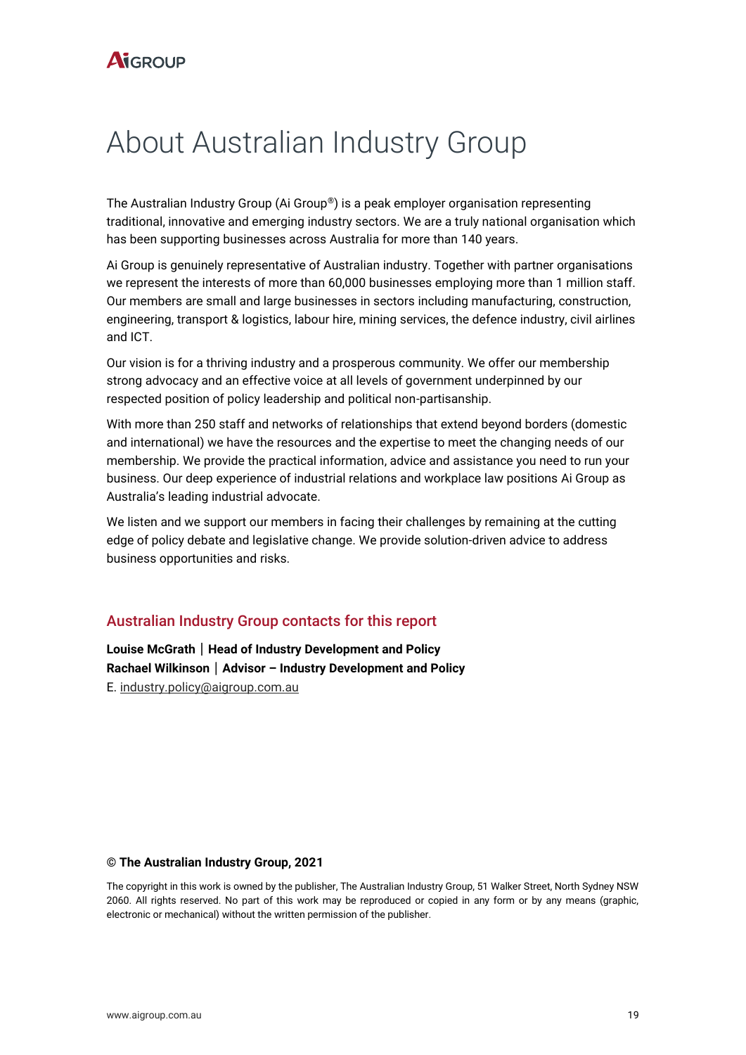# About Australian Industry Group

The Australian Industry Group (Ai Group®) is a peak employer organisation representing traditional, innovative and emerging industry sectors. We are a truly national organisation which has been supporting businesses across Australia for more than 140 years.

Ai Group is genuinely representative of Australian industry. Together with partner organisations we represent the interests of more than 60,000 businesses employing more than 1 million staff. Our members are small and large businesses in sectors including manufacturing, construction, engineering, transport & logistics, labour hire, mining services, the defence industry, civil airlines and ICT.

Our vision is for a thriving industry and a prosperous community. We offer our membership strong advocacy and an effective voice at all levels of government underpinned by our respected position of policy leadership and political non-partisanship.

With more than 250 staff and networks of relationships that extend beyond borders (domestic and international) we have the resources and the expertise to meet the changing needs of our membership. We provide the practical information, advice and assistance you need to run your business. Our deep experience of industrial relations and workplace law positions Ai Group as Australia's leading industrial advocate.

We listen and we support our members in facing their challenges by remaining at the cutting edge of policy debate and legislative change. We provide solution-driven advice to address business opportunities and risks.

## Australian Industry Group contacts for this report

**Louise McGrath | Head of Industry Development and Policy**
**Rachael Wilkinson | Advisor – Industry Development and Policy**
E. industry.policy@aigroup.com.au

**© The Australian Industry Group, 2021**

The copyright in this work is owned by the publisher, The Australian Industry Group, 51 Walker Street, North Sydney NSW 2060. All rights reserved. No part of this work may be reproduced or copied in any form or by any means (graphic, electronic or mechanical) without the written permission of the publisher.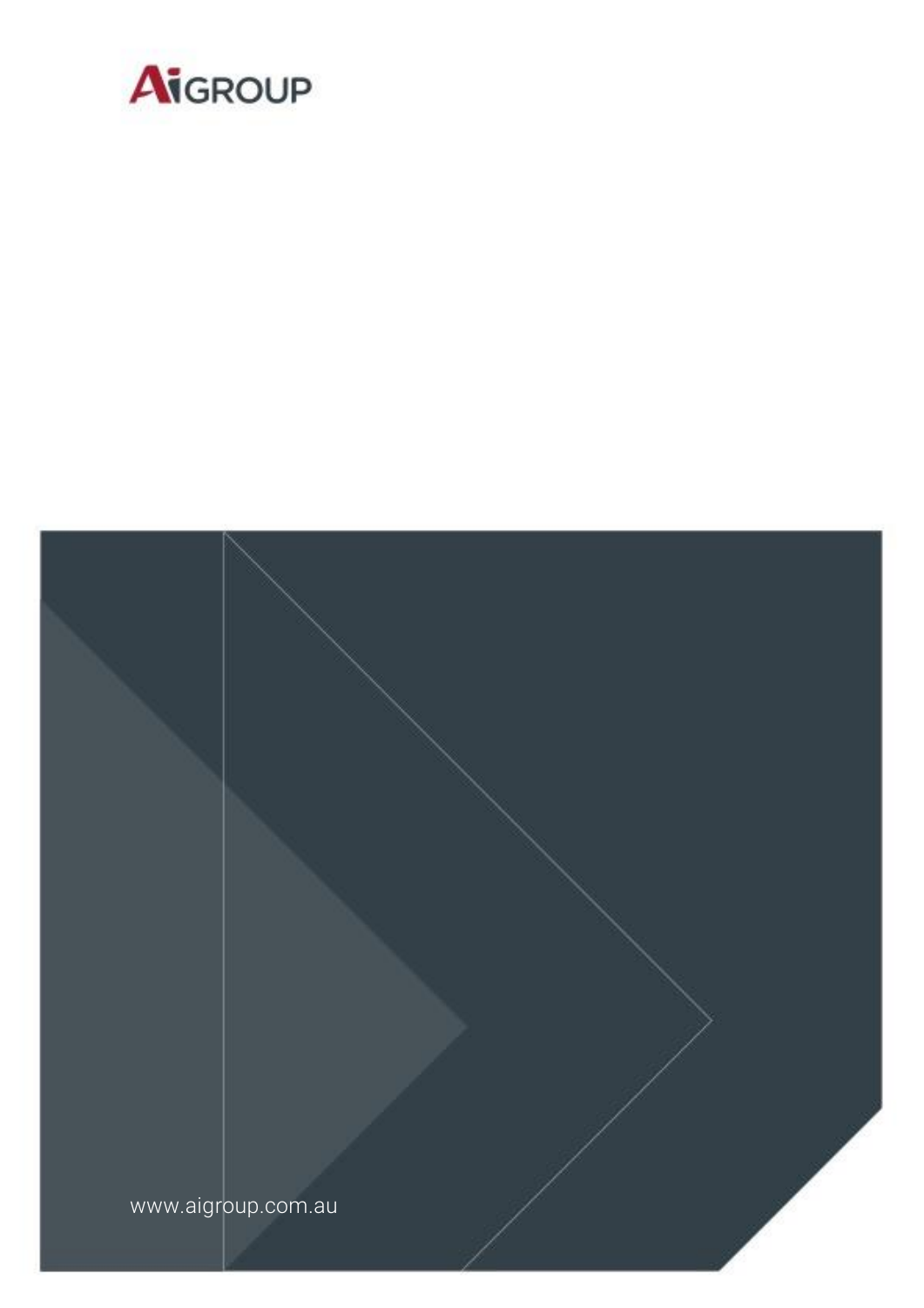www.aigroup.com.au